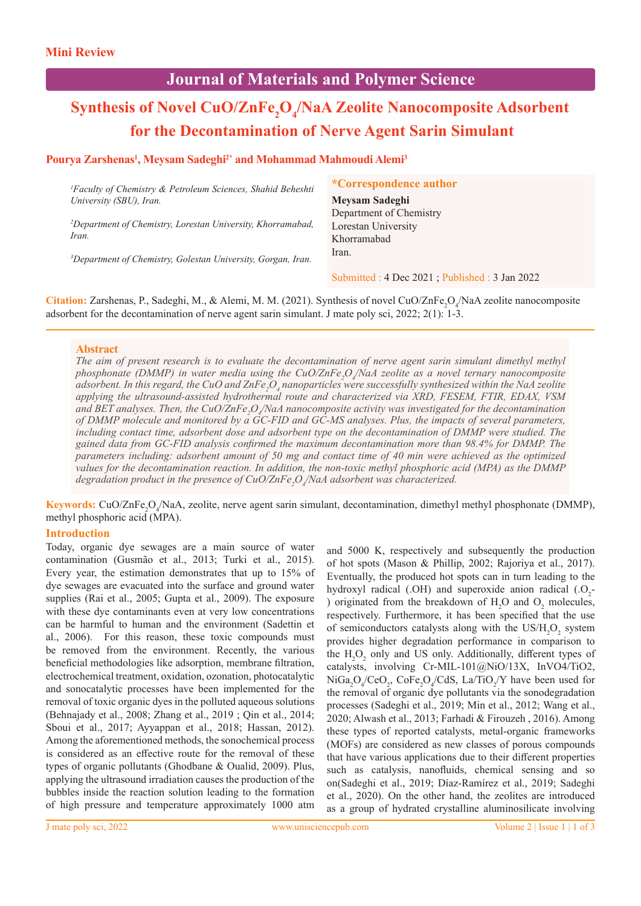Mini Review

# Journal of Materials and Polymer Science

# Synthesis of Novel $CuO/ZnFe_2O_4$/NaA Zeolite Nanocomposite Adsorbent for the Decontamination of Nerve Agent Sarin Simulant

**Pourya Zarshenas[1], Meysam Sadeghi[2*] and Mohammad Mahmoudi Alemi[3]**

*[1]Faculty of Chemistry & Petroleum Sciences, Shahid Beheshti University (SBU), Iran.*

*[2]Department of Chemistry, Lorestan University, Khorramabad, Iran.*

*[3]Department of Chemistry, Golestan University, Gorgan, Iran.*

**\*Correspondence author**
**Meysam Sadeghi**
Department of Chemistry
Lorestan University
Khorramabad
Iran.

Submitted : 4 Dec 2021 ; Published : 3 Jan 2022

**Citation:** Zarshenas, P., Sadeghi, M., & Alemi, M. M. (2021). Synthesis of novel $CuO/ZnFe_2O_4$/NaA zeolite nanocomposite adsorbent for the decontamination of nerve agent sarin simulant. J mate poly sci, 2022; 2(1): 1-3.

## Abstract

*The aim of present research is to evaluate the decontamination of nerve agent sarin simulant dimethyl methyl phosphonate (DMMP) in water media using the $CuO/ZnFe_2O_4$/NaA zeolite as a novel ternary nanocomposite adsorbent. In this regard, the CuO and $ZnFe_2O_4$ nanoparticles were successfully synthesized within the NaA zeolite applying the ultrasound-assisted hydrothermal route and characterized via XRD, FESEM, FTIR, EDAX, VSM and BET analyses. Then, the $CuO/ZnFe_2O_4$/NaA nanocomposite activity was investigated for the decontamination of DMMP molecule and monitored by a GC-FID and GC-MS analyses. Plus, the impacts of several parameters, including contact time, adsorbent dose and adsorbent type on the decontamination of DMMP were studied. The gained data from GC-FID analysis confirmed the maximum decontamination more than 98.4% for DMMP. The parameters including: adsorbent amount of 50 mg and contact time of 40 min were achieved as the optimized values for the decontamination reaction. In addition, the non-toxic methyl phosphoric acid (MPA) as the DMMP degradation product in the presence of $CuO/ZnFe_2O_4$/NaA adsorbent was characterized.*

**Keywords:** $CuO/ZnFe_2O_4$/NaA, zeolite, nerve agent sarin simulant, decontamination, dimethyl methyl phosphonate (DMMP), methyl phosphoric acid (MPA).

## Introduction

Today, organic dye sewages are a main source of water contamination (Gusmão et al., 2013; Turki et al., 2015). Every year, the estimation demonstrates that up to 15% of dye sewages are evacuated into the surface and ground water supplies (Rai et al., 2005; Gupta et al., 2009). The exposure with these dye contaminants even at very low concentrations can be harmful to human and the environment (Sadettin et al., 2006). For this reason, these toxic compounds must be removed from the environment. Recently, the various beneficial methodologies like adsorption, membrane filtration, electrochemical treatment, oxidation, ozonation, photocatalytic and sonocatalytic processes have been implemented for the removal of toxic organic dyes in the polluted aqueous solutions (Behnajady et al., 2008; Zhang et al., 2019 ; Qin et al., 2014; Sboui et al., 2017; Ayyappan et al., 2018; Hassan, 2012). Among the aforementioned methods, the sonochemical process is considered as an effective route for the removal of these types of organic pollutants (Ghodbane & Oualid, 2009). Plus, applying the ultrasound irradiation causes the production of the bubbles inside the reaction solution leading to the formation of high pressure and temperature approximately 1000 atm and 5000 K, respectively and subsequently the production of hot spots (Mason & Phillip, 2002; Rajoriya et al., 2017). Eventually, the produced hot spots can in turn leading to the hydroxyl radical (.OH) and superoxide anion radical ($.O_2^-$) originated from the breakdown of $H_2O$ and $O_2$ molecules, respectively. Furthermore, it has been specified that the use of semiconductors catalysts along with the US/$H_2O_2$ system provides higher degradation performance in comparison to the $H_2O_2$ only and US only. Additionally, different types of catalysts, involving Cr-MIL-101@NiO/13X, InVO4/TiO2, $NiGa_2O_4/CeO_2$, $CoFe_2O_4$/CdS, La/$TiO_2$/Y have been used for the removal of organic dye pollutants via the sonodegradation processes (Sadeghi et al., 2019; Min et al., 2012; Wang et al., 2020; Alwash et al., 2013; Farhadi & Firouzeh , 2016). Among these types of reported catalysts, metal-organic frameworks (MOFs) are considered as new classes of porous compounds that have various applications due to their different properties such as catalysis, nanofluids, chemical sensing and so on(Sadeghi et al., 2019; Díaz-Ramírez et al., 2019; Sadeghi et al., 2020). On the other hand, the zeolites are introduced as a group of hydrated crystalline aluminosilicate involving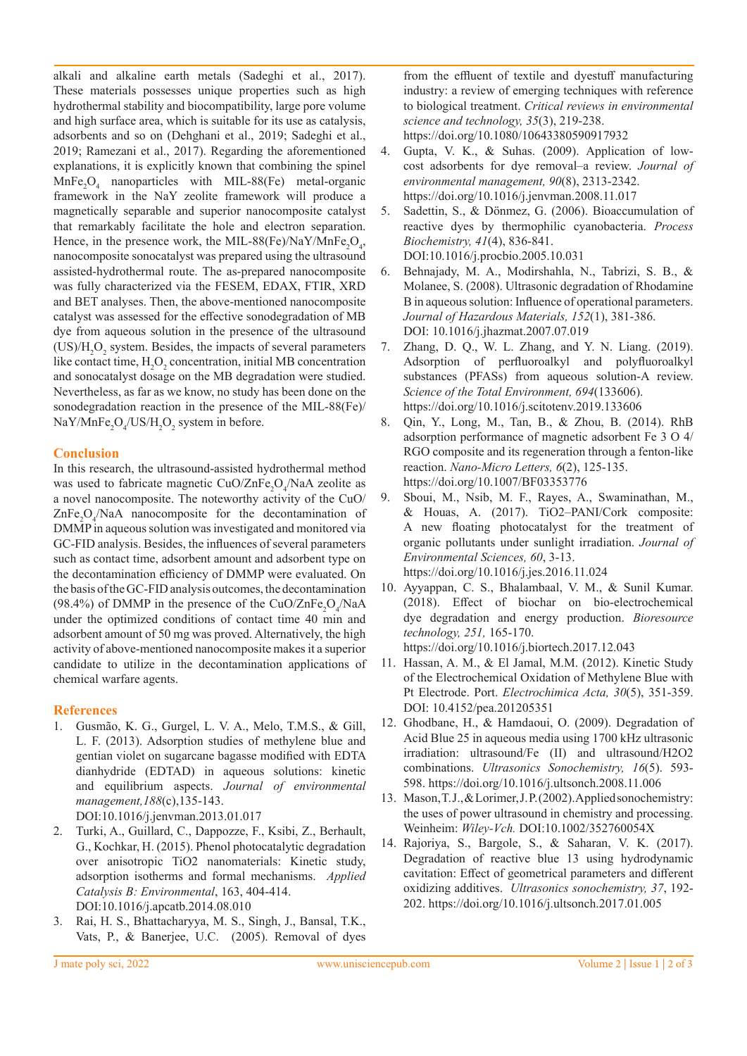alkali and alkaline earth metals (Sadeghi et al., 2017). These materials possesses unique properties such as high hydrothermal stability and biocompatibility, large pore volume and high surface area, which is suitable for its use as catalysis, adsorbents and so on (Dehghani et al., 2019; Sadeghi et al., 2019; Ramezani et al., 2017). Regarding the aforementioned explanations, it is explicitly known that combining the spinel $MnFe_2O_4$ nanoparticles with MIL-88(Fe) metal-organic framework in the NaY zeolite framework will produce a magnetically separable and superior nanocomposite catalyst that remarkably facilitate the hole and electron separation. Hence, in the presence work, the MIL-88(Fe)/NaY/$MnFe_2O_4$, nanocomposite sonocatalyst was prepared using the ultrasound assisted-hydrothermal route. The as-prepared nanocomposite was fully characterized via the FESEM, EDAX, FTIR, XRD and BET analyses. Then, the above-mentioned nanocomposite catalyst was assessed for the effective sonodegradation of MB dye from aqueous solution in the presence of the ultrasound (US)/$H_2O_2$ system. Besides, the impacts of several parameters like contact time, $H_2O_2$ concentration, initial MB concentration and sonocatalyst dosage on the MB degradation were studied. Nevertheless, as far as we know, no study has been done on the sonodegradation reaction in the presence of the MIL-88(Fe)/NaY/$MnFe_2O_4$/US/$H_2O_2$ system in before.

## Conclusion

In this research, the ultrasound-assisted hydrothermal method was used to fabricate magnetic CuO/$ZnFe_2O_4$/NaA zeolite as a novel nanocomposite. The noteworthy activity of the CuO/$ZnFe_2O_4$/NaA nanocomposite for the decontamination of DMMP in aqueous solution was investigated and monitored via GC-FID analysis. Besides, the influences of several parameters such as contact time, adsorbent amount and adsorbent type on the decontamination efficiency of DMMP were evaluated. On the basis of the GC-FID analysis outcomes, the decontamination (98.4%) of DMMP in the presence of the CuO/$ZnFe_2O_4$/NaA under the optimized conditions of contact time 40 min and adsorbent amount of 50 mg was proved. Alternatively, the high activity of above-mentioned nanocomposite makes it a superior candidate to utilize in the decontamination applications of chemical warfare agents.

## References

1. Gusmão, K. G., Gurgel, L. V. A., Melo, T.M.S., & Gill, L. F. (2013). Adsorption studies of methylene blue and gentian violet on sugarcane bagasse modified with EDTA dianhydride (EDTAD) in aqueous solutions: kinetic and equilibrium aspects. *Journal of environmental management,188*(c),135-143. DOI:10.1016/j.jenvman.2013.01.017
2. Turki, A., Guillard, C., Dappozze, F., Ksibi, Z., Berhault, G., Kochkar, H. (2015). Phenol photocatalytic degradation over anisotropic TiO2 nanomaterials: Kinetic study, adsorption isotherms and formal mechanisms. *Applied Catalysis B: Environmental*, 163, 404-414. DOI:10.1016/j.apcatb.2014.08.010
3. Rai, H. S., Bhattacharyya, M. S., Singh, J., Bansal, T.K., Vats, P., & Banerjee, U.C. (2005). Removal of dyes from the effluent of textile and dyestuff manufacturing industry: a review of emerging techniques with reference to biological treatment. *Critical reviews in environmental science and technology, 35*(3), 219-238. https://doi.org/10.1080/10643380590917932
4. Gupta, V. K., & Suhas. (2009). Application of low-cost adsorbents for dye removal–a review. *Journal of environmental management, 90*(8), 2313-2342. https://doi.org/10.1016/j.jenvman.2008.11.017
5. Sadettin, S., & Dönmez, G. (2006). Bioaccumulation of reactive dyes by thermophilic cyanobacteria. *Process Biochemistry, 41*(4), 836-841. DOI:10.1016/j.procbio.2005.10.031
6. Behnajady, M. A., Modirshahla, N., Tabrizi, S. B., & Molanee, S. (2008). Ultrasonic degradation of Rhodamine B in aqueous solution: Influence of operational parameters. *Journal of Hazardous Materials, 152*(1), 381-386. DOI: 10.1016/j.jhazmat.2007.07.019
7. Zhang, D. Q., W. L. Zhang, and Y. N. Liang. (2019). Adsorption of perfluoroalkyl and polyfluoroalkyl substances (PFASs) from aqueous solution-A review. *Science of the Total Environment, 694*(133606). https://doi.org/10.1016/j.scitotenv.2019.133606
8. Qin, Y., Long, M., Tan, B., & Zhou, B. (2014). RhB adsorption performance of magnetic adsorbent Fe 3 O 4/ RGO composite and its regeneration through a fenton-like reaction. *Nano-Micro Letters, 6*(2), 125-135. https://doi.org/10.1007/BF03353776
9. Sboui, M., Nsib, M. F., Rayes, A., Swaminathan, M., & Houas, A. (2017). TiO2–PANI/Cork composite: A new floating photocatalyst for the treatment of organic pollutants under sunlight irradiation. *Journal of Environmental Sciences, 60*, 3-13. https://doi.org/10.1016/j.jes.2016.11.024
10. Ayyappan, C. S., Bhalambaal, V. M., & Sunil Kumar. (2018). Effect of biochar on bio-electrochemical dye degradation and energy production. *Bioresource technology, 251,* 165-170. https://doi.org/10.1016/j.biortech.2017.12.043
11. Hassan, A. M., & El Jamal, M.M. (2012). Kinetic Study of the Electrochemical Oxidation of Methylene Blue with Pt Electrode. Port. *Electrochimica Acta, 30*(5), 351-359. DOI: 10.4152/pea.201205351
12. Ghodbane, H., & Hamdaoui, O. (2009). Degradation of Acid Blue 25 in aqueous media using 1700 kHz ultrasonic irradiation: ultrasound/Fe (II) and ultrasound/H2O2 combinations. *Ultrasonics Sonochemistry, 16*(5). 593-598. https://doi.org/10.1016/j.ultsonch.2008.11.006
13. Mason, T.J., & Lorimer, J. P. (2002). Applied sonochemistry: the uses of power ultrasound in chemistry and processing. Weinheim: *Wiley-Vch.* DOI:10.1002/352760054X
14. Rajoriya, S., Bargole, S., & Saharan, V. K. (2017). Degradation of reactive blue 13 using hydrodynamic cavitation: Effect of geometrical parameters and different oxidizing additives. *Ultrasonics sonochemistry, 37*, 192-202. https://doi.org/10.1016/j.ultsonch.2017.01.005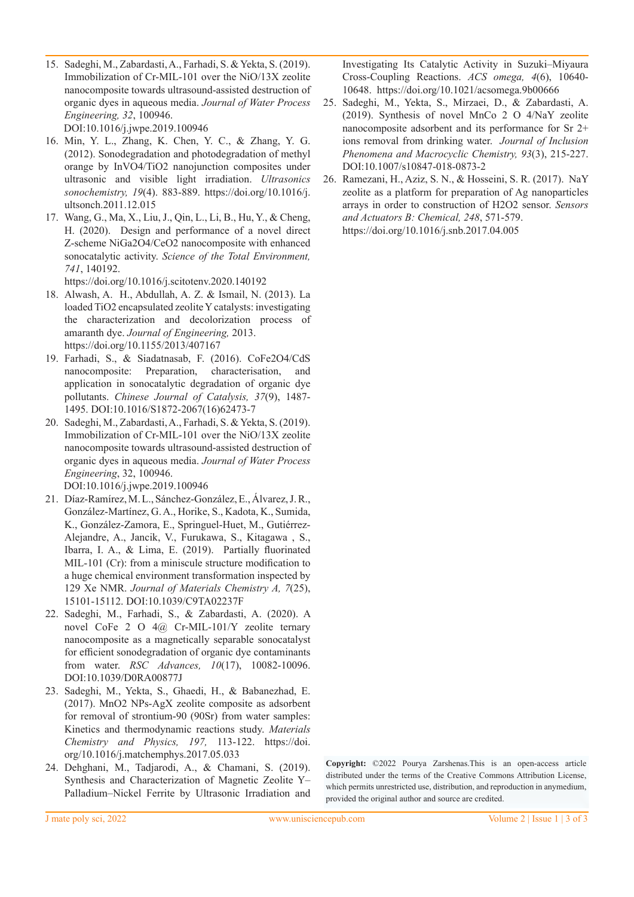15. Sadeghi, M., Zabardasti, A., Farhadi, S. & Yekta, S. (2019). Immobilization of Cr-MIL-101 over the NiO/13X zeolite nanocomposite towards ultrasound-assisted destruction of organic dyes in aqueous media. *Journal of Water Process Engineering, 32*, 100946. DOI:10.1016/j.jwpe.2019.100946
16. Min, Y. L., Zhang, K. Chen, Y. C., & Zhang, Y. G. (2012). Sonodegradation and photodegradation of methyl orange by InVO4/TiO2 nanojunction composites under ultrasonic and visible light irradiation. *Ultrasonics sonochemistry, 19*(4). 883-889. https://doi.org/10.1016/j.ultsonch.2011.12.015
17. Wang, G., Ma, X., Liu, J., Qin, L., Li, B., Hu, Y., & Cheng, H. (2020). Design and performance of a novel direct Z-scheme NiGa2O4/CeO2 nanocomposite with enhanced sonocatalytic activity. *Science of the Total Environment, 741*, 140192. https://doi.org/10.1016/j.scitotenv.2020.140192
18. Alwash, A. H., Abdullah, A. Z. & Ismail, N. (2013). La loaded TiO2 encapsulated zeolite Y catalysts: investigating the characterization and decolorization process of amaranth dye. *Journal of Engineering,* 2013. https://doi.org/10.1155/2013/407167
19. Farhadi, S., & Siadatnasab, F. (2016). CoFe2O4/CdS nanocomposite: Preparation, characterisation, and application in sonocatalytic degradation of organic dye pollutants. *Chinese Journal of Catalysis, 37*(9), 1487-1495. DOI:10.1016/S1872-2067(16)62473-7
20. Sadeghi, M., Zabardasti, A., Farhadi, S. & Yekta, S. (2019). Immobilization of Cr-MIL-101 over the NiO/13X zeolite nanocomposite towards ultrasound-assisted destruction of organic dyes in aqueous media. *Journal of Water Process Engineering*, 32, 100946. DOI:10.1016/j.jwpe.2019.100946
21. Díaz-Ramírez, M. L., Sánchez-González, E., Álvarez, J. R., González-Martínez, G. A., Horike, S., Kadota, K., Sumida, K., González-Zamora, E., Springuel-Huet, M., Gutiérrez-Alejandre, A., Jancik, V., Furukawa, S., Kitagawa , S., Ibarra, I. A., & Lima, E. (2019). Partially fluorinated MIL-101 (Cr): from a miniscule structure modification to a huge chemical environment transformation inspected by 129 Xe NMR. *Journal of Materials Chemistry A, 7*(25), 15101-15112. DOI:10.1039/C9TA02237F
22. Sadeghi, M., Farhadi, S., & Zabardasti, A. (2020). A novel CoFe 2 O 4@ Cr-MIL-101/Y zeolite ternary nanocomposite as a magnetically separable sonocatalyst for efficient sonodegradation of organic dye contaminants from water. *RSC Advances, 10*(17), 10082-10096. DOI:10.1039/D0RA00877J
23. Sadeghi, M., Yekta, S., Ghaedi, H., & Babanezhad, E. (2017). MnO2 NPs-AgX zeolite composite as adsorbent for removal of strontium-90 (90Sr) from water samples: Kinetics and thermodynamic reactions study. *Materials Chemistry and Physics, 197,* 113-122. https://doi.org/10.1016/j.matchemphys.2017.05.033
24. Dehghani, M., Tadjarodi, A., & Chamani, S. (2019). Synthesis and Characterization of Magnetic Zeolite Y–Palladium–Nickel Ferrite by Ultrasonic Irradiation and Investigating Its Catalytic Activity in Suzuki–Miyaura Cross-Coupling Reactions. *ACS omega, 4*(6), 10640-10648. https://doi.org/10.1021/acsomega.9b00666
25. Sadeghi, M., Yekta, S., Mirzaei, D., & Zabardasti, A. (2019). Synthesis of novel MnCo 2 O 4/NaY zeolite nanocomposite adsorbent and its performance for Sr 2+ ions removal from drinking water. *Journal of Inclusion Phenomena and Macrocyclic Chemistry, 93*(3), 215-227. DOI:10.1007/s10847-018-0873-2
26. Ramezani, H., Aziz, S. N., & Hosseini, S. R. (2017). NaY zeolite as a platform for preparation of Ag nanoparticles arrays in order to construction of H2O2 sensor. *Sensors and Actuators B: Chemical, 248*, 571-579. https://doi.org/10.1016/j.snb.2017.04.005

**Copyright:** ©2022 Pourya Zarshenas.This is an open-access article distributed under the terms of the Creative Commons Attribution License, which permits unrestricted use, distribution, and reproduction in anymedium, provided the original author and source are credited.